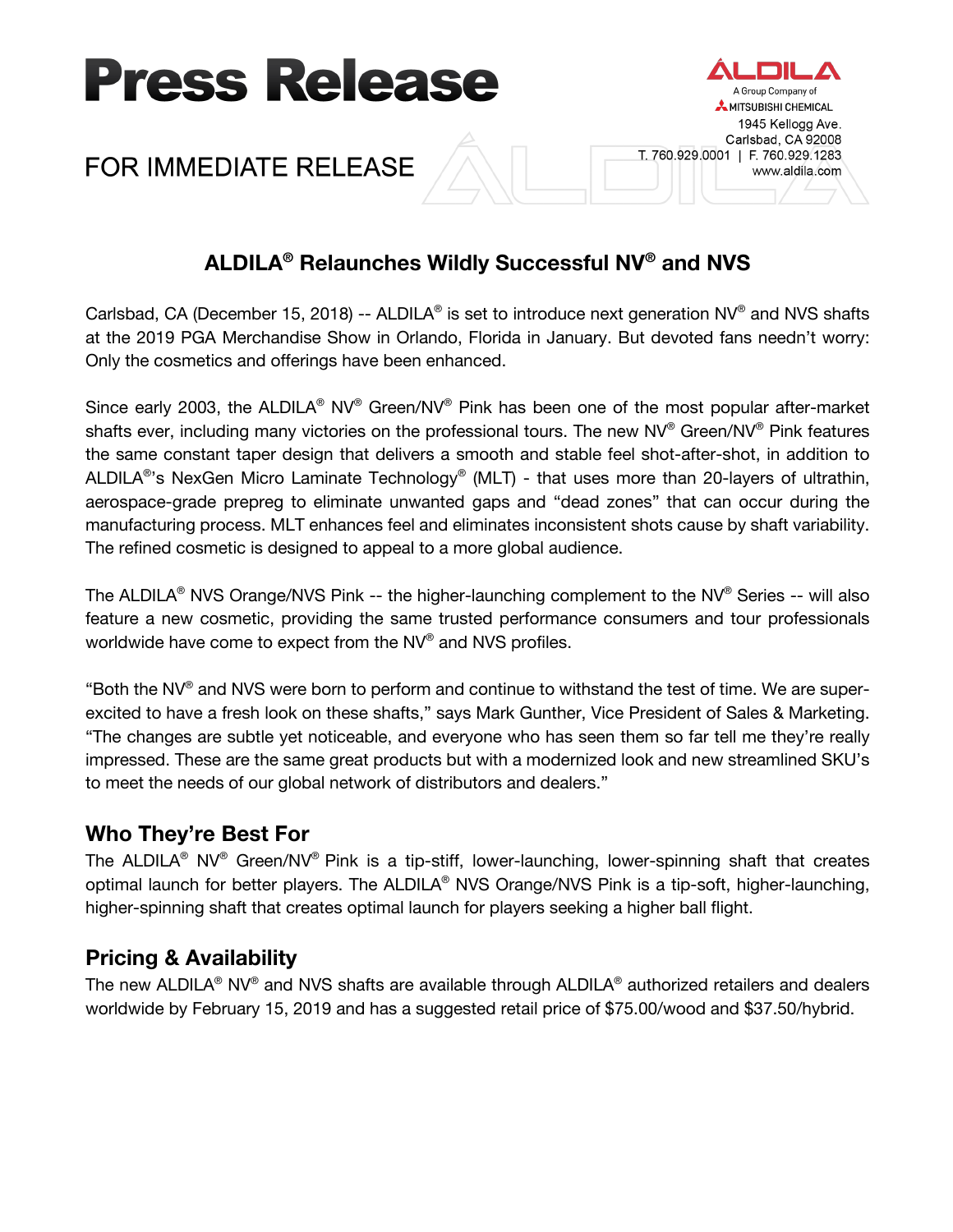# Press Release

ALDILA
A Group Company of
MITSUBISHI CHEMICAL
1945 Kellogg Ave.
Carlsbad, CA 92008
T. 760.929.0001 | F. 760.929.1283
www.aldila.com

FOR IMMEDIATE RELEASE

## ALDILA® Relaunches Wildly Successful NV® and NVS

Carlsbad, CA (December 15, 2018) -- ALDILA® is set to introduce next generation NV® and NVS shafts at the 2019 PGA Merchandise Show in Orlando, Florida in January. But devoted fans needn't worry: Only the cosmetics and offerings have been enhanced.

Since early 2003, the ALDILA® NV® Green/NV® Pink has been one of the most popular after-market shafts ever, including many victories on the professional tours. The new NV® Green/NV® Pink features the same constant taper design that delivers a smooth and stable feel shot-after-shot, in addition to ALDILA®'s NexGen Micro Laminate Technology® (MLT) - that uses more than 20-layers of ultrathin, aerospace-grade prepreg to eliminate unwanted gaps and "dead zones" that can occur during the manufacturing process. MLT enhances feel and eliminates inconsistent shots cause by shaft variability. The refined cosmetic is designed to appeal to a more global audience.

The ALDILA® NVS Orange/NVS Pink -- the higher-launching complement to the NV® Series -- will also feature a new cosmetic, providing the same trusted performance consumers and tour professionals worldwide have come to expect from the NV® and NVS profiles.

"Both the NV® and NVS were born to perform and continue to withstand the test of time. We are super-excited to have a fresh look on these shafts," says Mark Gunther, Vice President of Sales & Marketing. "The changes are subtle yet noticeable, and everyone who has seen them so far tell me they're really impressed. These are the same great products but with a modernized look and new streamlined SKU's to meet the needs of our global network of distributors and dealers."

### Who They're Best For

The ALDILA® NV® Green/NV® Pink is a tip-stiff, lower-launching, lower-spinning shaft that creates optimal launch for better players. The ALDILA® NVS Orange/NVS Pink is a tip-soft, higher-launching, higher-spinning shaft that creates optimal launch for players seeking a higher ball flight.

### Pricing & Availability

The new ALDILA® NV® and NVS shafts are available through ALDILA® authorized retailers and dealers worldwide by February 15, 2019 and has a suggested retail price of $75.00/wood and $37.50/hybrid.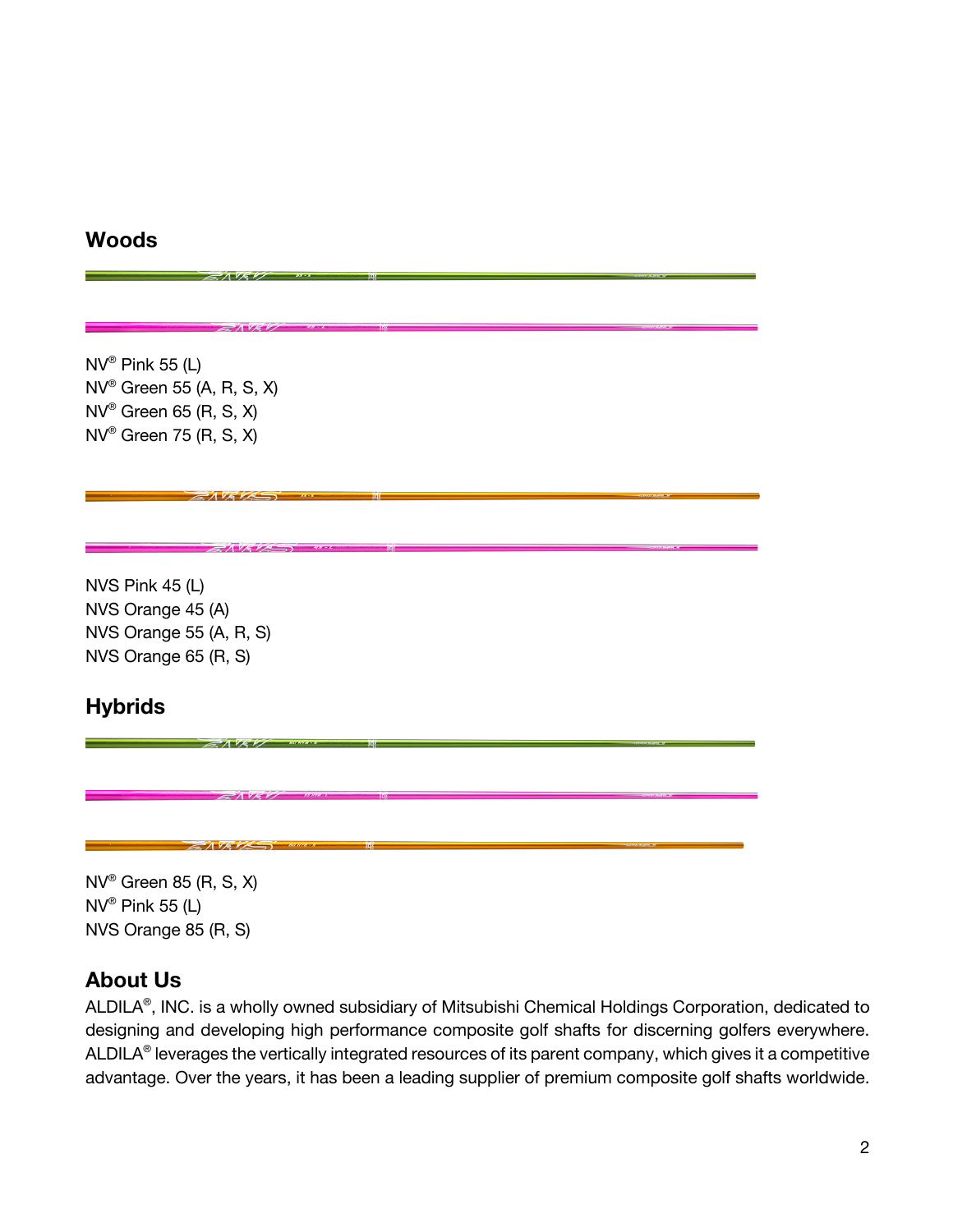## Woods

NV® Pink 55 (L)
NV® Green 55 (A, R, S, X)
NV® Green 65 (R, S, X)
NV® Green 75 (R, S, X)

NVS Pink 45 (L)
NVS Orange 45 (A)
NVS Orange 55 (A, R, S)
NVS Orange 65 (R, S)

## Hybrids

NV® Green 85 (R, S, X)
NV® Pink 55 (L)
NVS Orange 85 (R, S)

## About Us

ALDILA®, INC. is a wholly owned subsidiary of Mitsubishi Chemical Holdings Corporation, dedicated to designing and developing high performance composite golf shafts for discerning golfers everywhere. ALDILA® leverages the vertically integrated resources of its parent company, which gives it a competitive advantage. Over the years, it has been a leading supplier of premium composite golf shafts worldwide.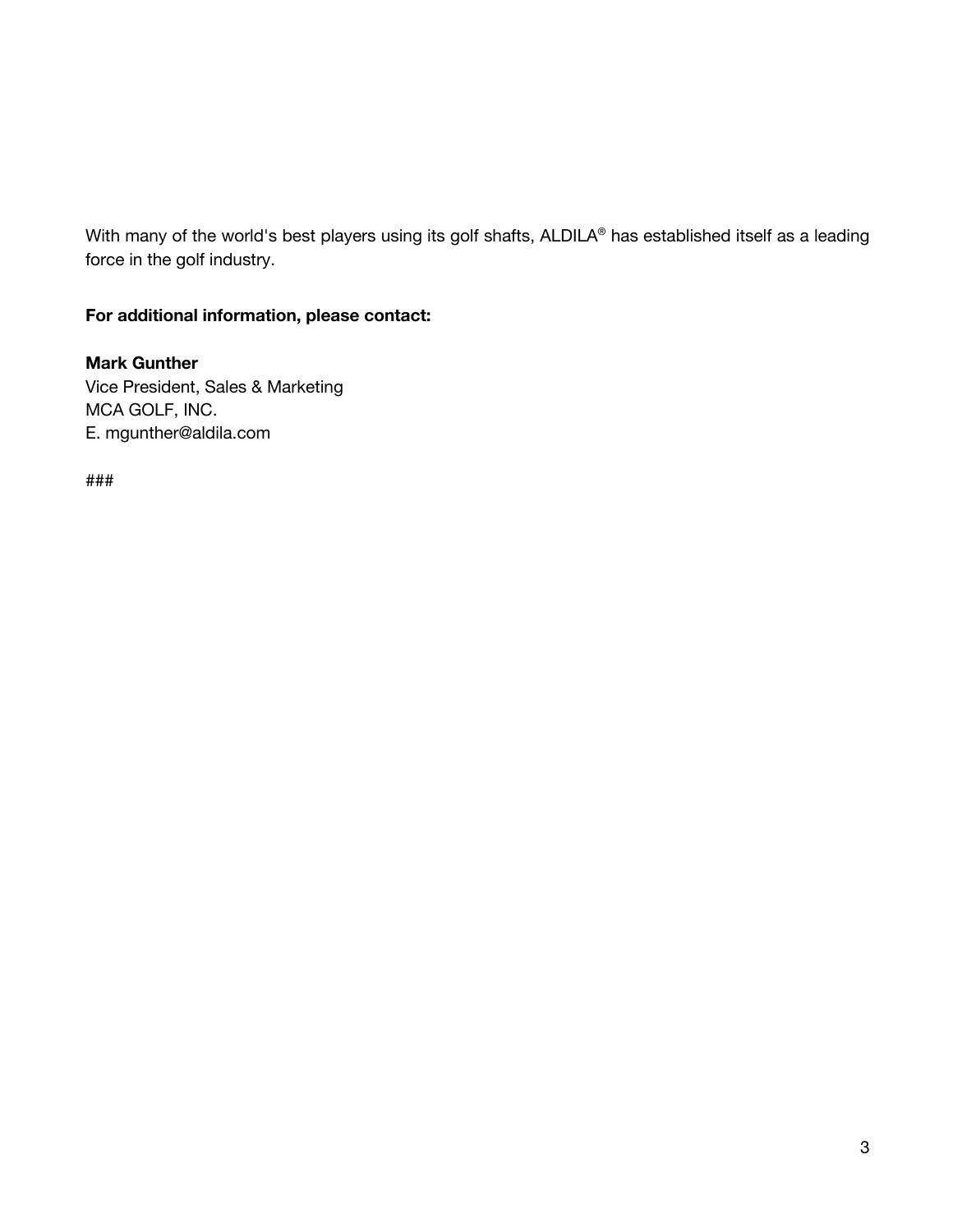With many of the world's best players using its golf shafts, ALDILA® has established itself as a leading force in the golf industry.

**For additional information, please contact:**

**Mark Gunther**
Vice President, Sales & Marketing
MCA GOLF, INC.
E. mgunther@aldila.com

###